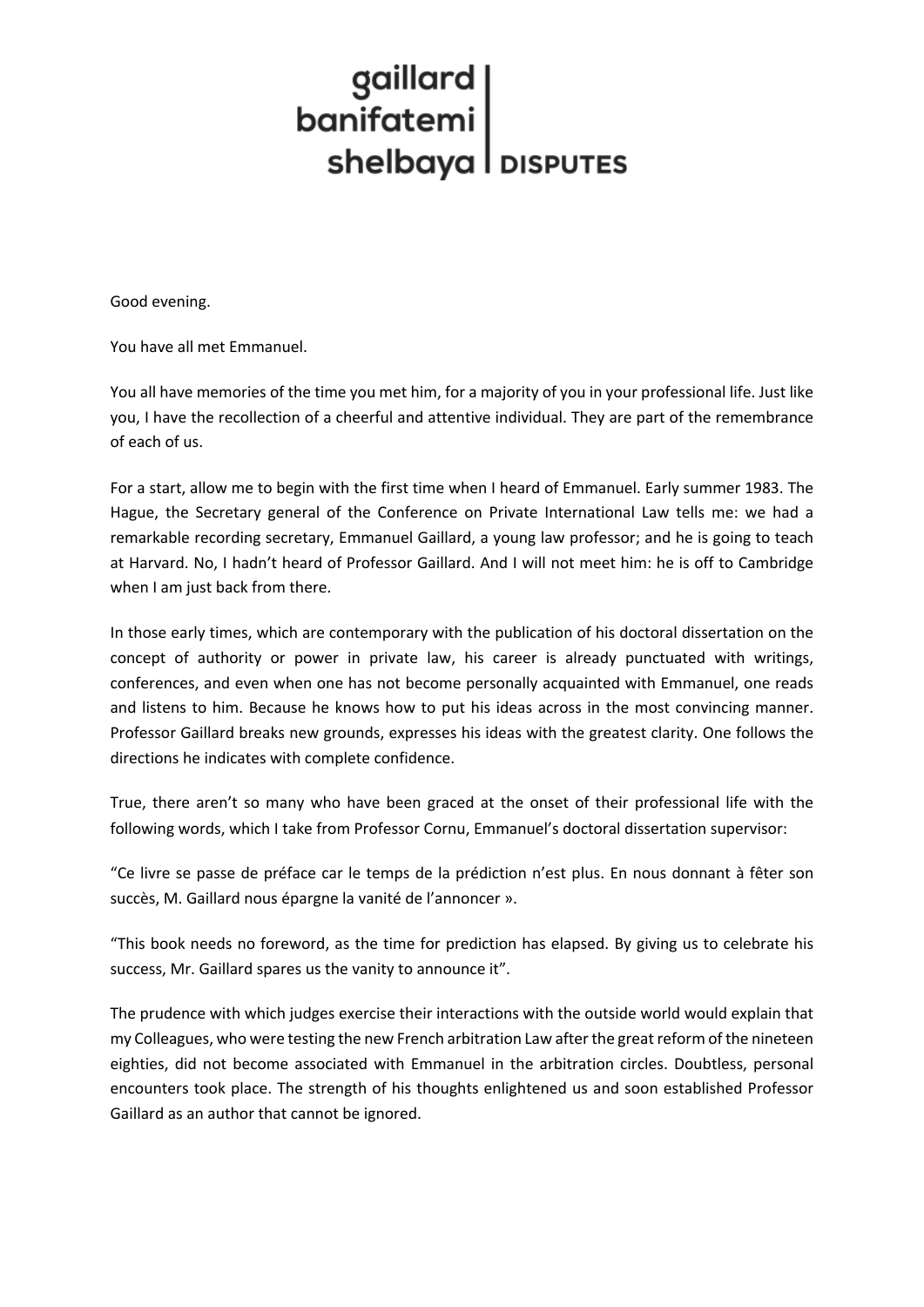gaillard banifatemi shelbaya DISPUTES

Good evening.

You have all met Emmanuel.

You all have memories of the time you met him, for a majority of you in your professional life. Just like you, I have the recollection of a cheerful and attentive individual. They are part of the remembrance of each of us.

For a start, allow me to begin with the first time when I heard of Emmanuel. Early summer 1983. The Hague, the Secretary general of the Conference on Private International Law tells me: we had a remarkable recording secretary, Emmanuel Gaillard, a young law professor; and he is going to teach at Harvard. No, I hadn't heard of Professor Gaillard. And I will not meet him: he is off to Cambridge when I am just back from there.

In those early times, which are contemporary with the publication of his doctoral dissertation on the concept of authority or power in private law, his career is already punctuated with writings, conferences, and even when one has not become personally acquainted with Emmanuel, one reads and listens to him. Because he knows how to put his ideas across in the most convincing manner. Professor Gaillard breaks new grounds, expresses his ideas with the greatest clarity. One follows the directions he indicates with complete confidence.

True, there aren't so many who have been graced at the onset of their professional life with the following words, which I take from Professor Cornu, Emmanuel's doctoral dissertation supervisor:

"Ce livre se passe de préface car le temps de la prédiction n'est plus. En nous donnant à fêter son succès, M. Gaillard nous épargne la vanité de l'annoncer ».

"This book needs no foreword, as the time for prediction has elapsed. By giving us to celebrate his success, Mr. Gaillard spares us the vanity to announce it".

The prudence with which judges exercise their interactions with the outside world would explain that my Colleagues, who were testing the new French arbitration Law after the great reform of the nineteen eighties, did not become associated with Emmanuel in the arbitration circles. Doubtless, personal encounters took place. The strength of his thoughts enlightened us and soon established Professor Gaillard as an author that cannot be ignored.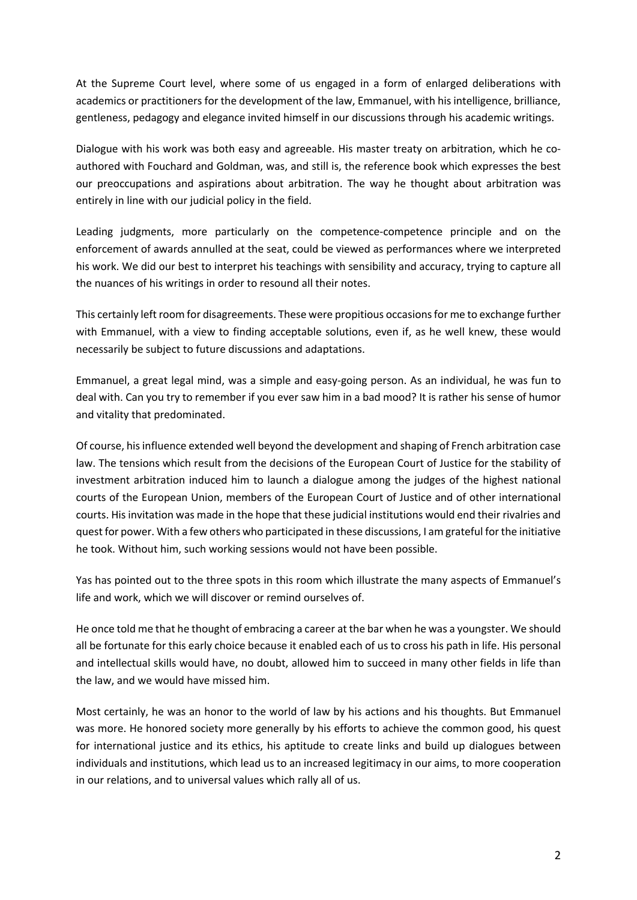At the Supreme Court level, where some of us engaged in a form of enlarged deliberations with academics or practitioners for the development of the law, Emmanuel, with his intelligence, brilliance, gentleness, pedagogy and elegance invited himself in our discussions through his academic writings.

Dialogue with his work was both easy and agreeable. His master treaty on arbitration, which he co-authored with Fouchard and Goldman, was, and still is, the reference book which expresses the best our preoccupations and aspirations about arbitration. The way he thought about arbitration was entirely in line with our judicial policy in the field.

Leading judgments, more particularly on the competence-competence principle and on the enforcement of awards annulled at the seat, could be viewed as performances where we interpreted his work. We did our best to interpret his teachings with sensibility and accuracy, trying to capture all the nuances of his writings in order to resound all their notes.

This certainly left room for disagreements. These were propitious occasions for me to exchange further with Emmanuel, with a view to finding acceptable solutions, even if, as he well knew, these would necessarily be subject to future discussions and adaptations.

Emmanuel, a great legal mind, was a simple and easy-going person. As an individual, he was fun to deal with. Can you try to remember if you ever saw him in a bad mood? It is rather his sense of humor and vitality that predominated.

Of course, his influence extended well beyond the development and shaping of French arbitration case law. The tensions which result from the decisions of the European Court of Justice for the stability of investment arbitration induced him to launch a dialogue among the judges of the highest national courts of the European Union, members of the European Court of Justice and of other international courts. His invitation was made in the hope that these judicial institutions would end their rivalries and quest for power. With a few others who participated in these discussions, I am grateful for the initiative he took. Without him, such working sessions would not have been possible.

Yas has pointed out to the three spots in this room which illustrate the many aspects of Emmanuel's life and work, which we will discover or remind ourselves of.

He once told me that he thought of embracing a career at the bar when he was a youngster. We should all be fortunate for this early choice because it enabled each of us to cross his path in life. His personal and intellectual skills would have, no doubt, allowed him to succeed in many other fields in life than the law, and we would have missed him.

Most certainly, he was an honor to the world of law by his actions and his thoughts. But Emmanuel was more. He honored society more generally by his efforts to achieve the common good, his quest for international justice and its ethics, his aptitude to create links and build up dialogues between individuals and institutions, which lead us to an increased legitimacy in our aims, to more cooperation in our relations, and to universal values which rally all of us.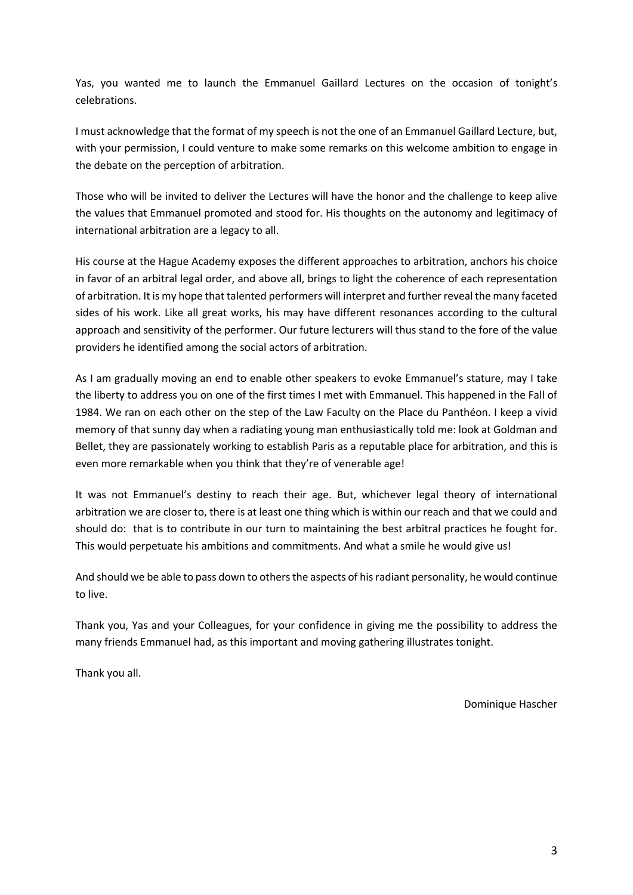Yas, you wanted me to launch the Emmanuel Gaillard Lectures on the occasion of tonight's celebrations.

I must acknowledge that the format of my speech is not the one of an Emmanuel Gaillard Lecture, but, with your permission, I could venture to make some remarks on this welcome ambition to engage in the debate on the perception of arbitration.

Those who will be invited to deliver the Lectures will have the honor and the challenge to keep alive the values that Emmanuel promoted and stood for. His thoughts on the autonomy and legitimacy of international arbitration are a legacy to all.

His course at the Hague Academy exposes the different approaches to arbitration, anchors his choice in favor of an arbitral legal order, and above all, brings to light the coherence of each representation of arbitration. It is my hope that talented performers will interpret and further reveal the many faceted sides of his work. Like all great works, his may have different resonances according to the cultural approach and sensitivity of the performer. Our future lecturers will thus stand to the fore of the value providers he identified among the social actors of arbitration.

As I am gradually moving an end to enable other speakers to evoke Emmanuel's stature, may I take the liberty to address you on one of the first times I met with Emmanuel. This happened in the Fall of 1984. We ran on each other on the step of the Law Faculty on the Place du Panthéon. I keep a vivid memory of that sunny day when a radiating young man enthusiastically told me: look at Goldman and Bellet, they are passionately working to establish Paris as a reputable place for arbitration, and this is even more remarkable when you think that they're of venerable age!

It was not Emmanuel's destiny to reach their age. But, whichever legal theory of international arbitration we are closer to, there is at least one thing which is within our reach and that we could and should do: that is to contribute in our turn to maintaining the best arbitral practices he fought for. This would perpetuate his ambitions and commitments. And what a smile he would give us!

And should we be able to pass down to others the aspects of his radiant personality, he would continue to live.

Thank you, Yas and your Colleagues, for your confidence in giving me the possibility to address the many friends Emmanuel had, as this important and moving gathering illustrates tonight.

Thank you all.

Dominique Hascher